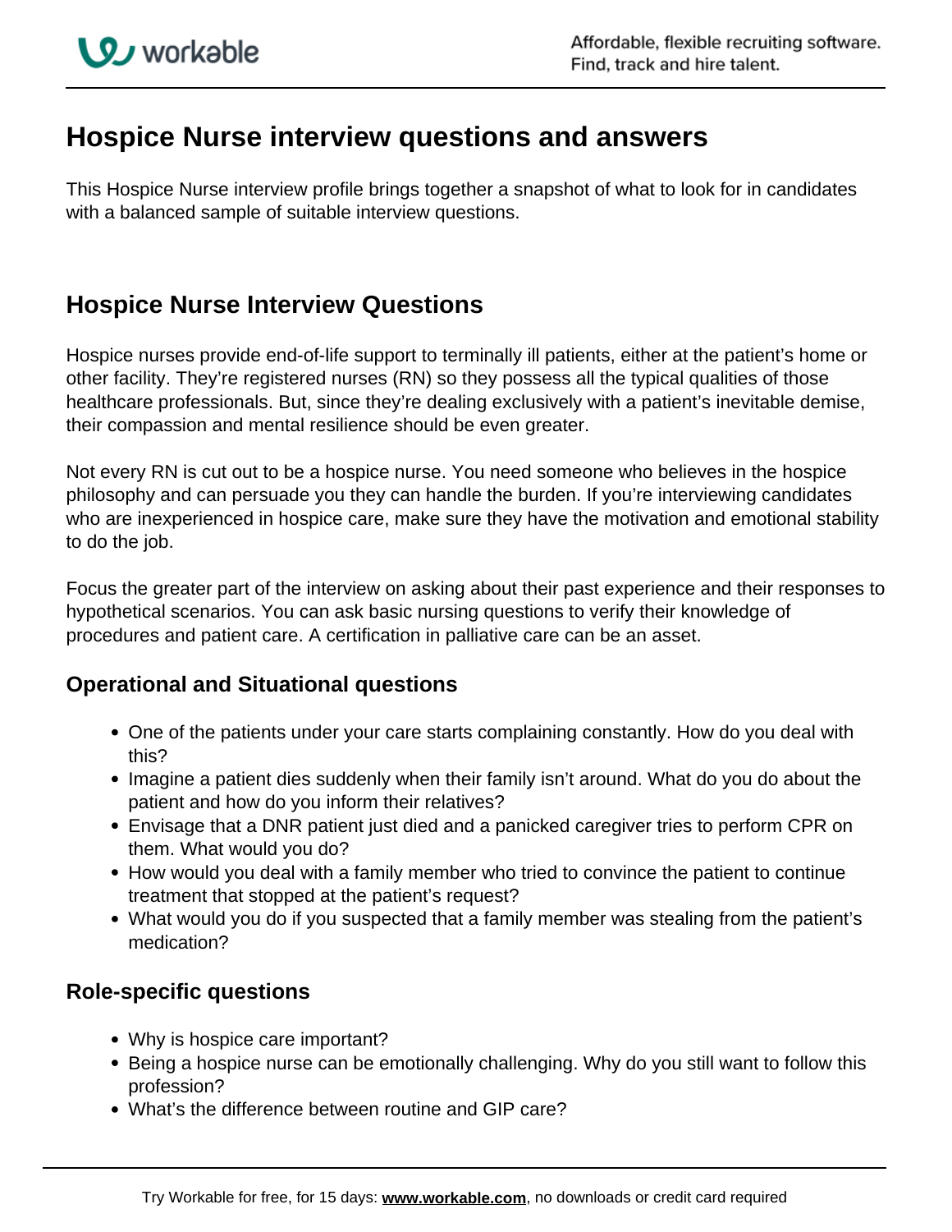# Hospice Nurse interview questions and answers

This Hospice Nurse interview profile brings together a snapshot of what to look for in candidates with a balanced sample of suitable interview questions.

## Hospice Nurse Interview Questions

Hospice nurses provide end-of-life support to terminally ill patients, either at the patient's home or other facility. They're registered nurses (RN) so they possess all the typical qualities of those healthcare professionals. But, since they're dealing exclusively with a patient's inevitable demise, their compassion and mental resilience should be even greater.

Not every RN is cut out to be a hospice nurse. You need someone who believes in the hospice philosophy and can persuade you they can handle the burden. If you're interviewing candidates who are inexperienced in hospice care, make sure they have the motivation and emotional stability to do the job.

Focus the greater part of the interview on asking about their past experience and their responses to hypothetical scenarios. You can ask basic nursing questions to verify their knowledge of procedures and patient care. A certification in palliative care can be an asset.

### Operational and Situational questions

- One of the patients under your care starts complaining constantly. How do you deal with this?
- Imagine a patient dies suddenly when their family isn't around. What do you do about the patient and how do you inform their relatives?
- Envisage that a DNR patient just died and a panicked caregiver tries to perform CPR on them. What would you do?
- How would you deal with a family member who tried to convince the patient to continue treatment that stopped at the patient's request?
- What would you do if you suspected that a family member was stealing from the patient's medication?

### Role-specific questions

- Why is hospice care important?
- Being a hospice nurse can be emotionally challenging. Why do you still want to follow this profession?
- What's the difference between routine and GIP care?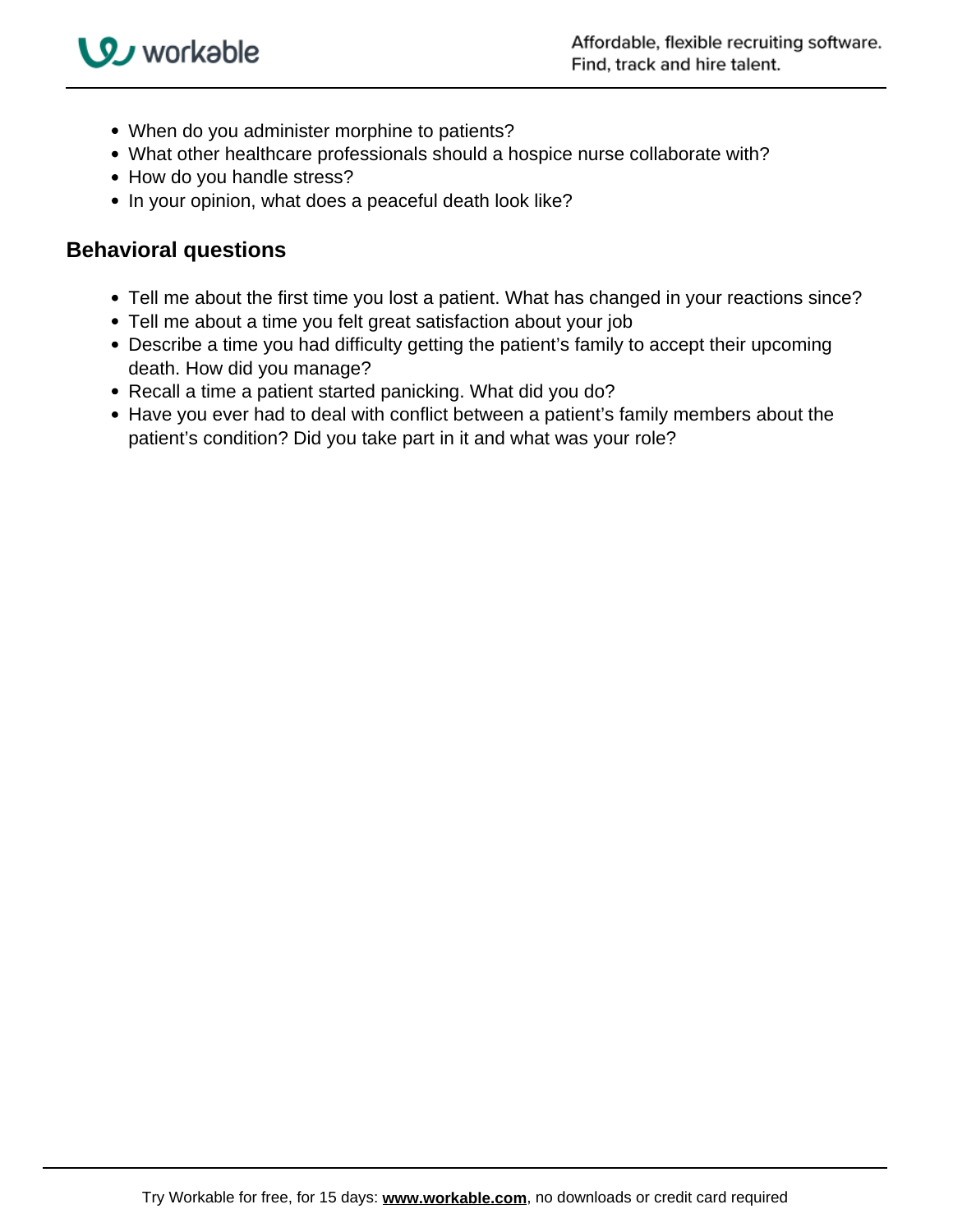- When do you administer morphine to patients?
- What other healthcare professionals should a hospice nurse collaborate with?
- How do you handle stress?
- In your opinion, what does a peaceful death look like?

## Behavioral questions

- Tell me about the first time you lost a patient. What has changed in your reactions since?
- Tell me about a time you felt great satisfaction about your job
- Describe a time you had difficulty getting the patient's family to accept their upcoming death. How did you manage?
- Recall a time a patient started panicking. What did you do?
- Have you ever had to deal with conflict between a patient's family members about the patient's condition? Did you take part in it and what was your role?